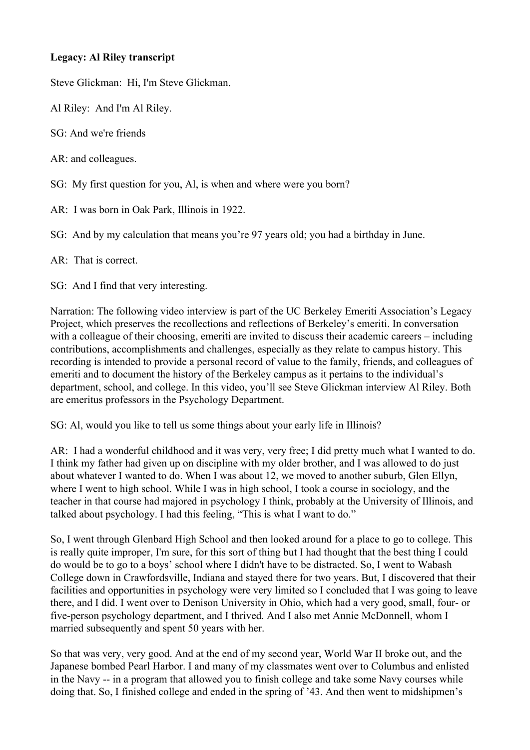**Legacy: Al Riley transcript**

Steve Glickman: Hi, I'm Steve Glickman.

Al Riley: And I'm Al Riley.

SG: And we're friends

AR: and colleagues.

SG: My first question for you, Al, is when and where were you born?

AR: I was born in Oak Park, Illinois in 1922.

SG: And by my calculation that means you're 97 years old; you had a birthday in June.

AR: That is correct.

SG: And I find that very interesting.

Narration: The following video interview is part of the UC Berkeley Emeriti Association's Legacy Project, which preserves the recollections and reflections of Berkeley's emeriti. In conversation with a colleague of their choosing, emeriti are invited to discuss their academic careers – including contributions, accomplishments and challenges, especially as they relate to campus history. This recording is intended to provide a personal record of value to the family, friends, and colleagues of emeriti and to document the history of the Berkeley campus as it pertains to the individual's department, school, and college. In this video, you'll see Steve Glickman interview Al Riley. Both are emeritus professors in the Psychology Department.

SG: Al, would you like to tell us some things about your early life in Illinois?

AR: I had a wonderful childhood and it was very, very free; I did pretty much what I wanted to do. I think my father had given up on discipline with my older brother, and I was allowed to do just about whatever I wanted to do. When I was about 12, we moved to another suburb, Glen Ellyn, where I went to high school. While I was in high school, I took a course in sociology, and the teacher in that course had majored in psychology I think, probably at the University of Illinois, and talked about psychology. I had this feeling, "This is what I want to do."

So, I went through Glenbard High School and then looked around for a place to go to college. This is really quite improper, I'm sure, for this sort of thing but I had thought that the best thing I could do would be to go to a boys' school where I didn't have to be distracted. So, I went to Wabash College down in Crawfordsville, Indiana and stayed there for two years. But, I discovered that their facilities and opportunities in psychology were very limited so I concluded that I was going to leave there, and I did. I went over to Denison University in Ohio, which had a very good, small, four- or five-person psychology department, and I thrived. And I also met Annie McDonnell, whom I married subsequently and spent 50 years with her.

So that was very, very good. And at the end of my second year, World War II broke out, and the Japanese bombed Pearl Harbor. I and many of my classmates went over to Columbus and enlisted in the Navy -- in a program that allowed you to finish college and take some Navy courses while doing that. So, I finished college and ended in the spring of '43. And then went to midshipmen's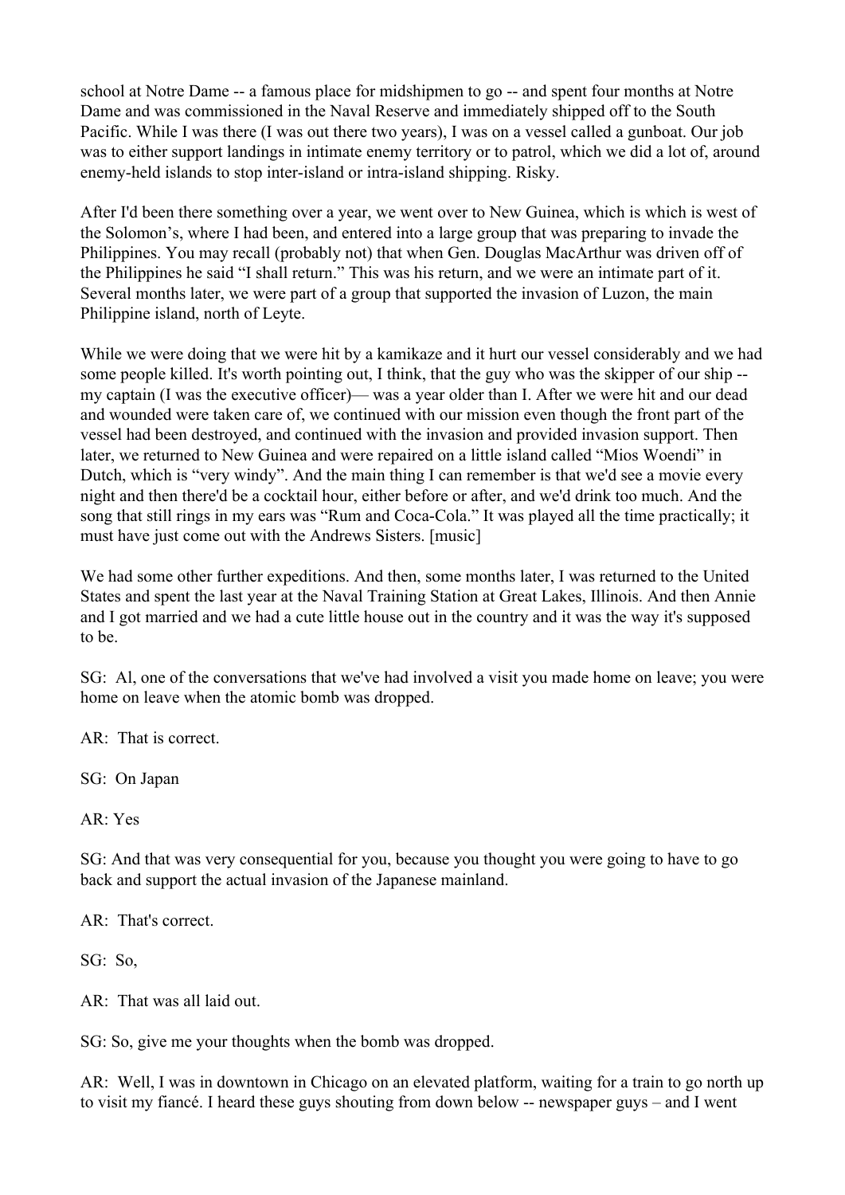school at Notre Dame -- a famous place for midshipmen to go -- and spent four months at Notre Dame and was commissioned in the Naval Reserve and immediately shipped off to the South Pacific. While I was there (I was out there two years), I was on a vessel called a gunboat. Our job was to either support landings in intimate enemy territory or to patrol, which we did a lot of, around enemy-held islands to stop inter-island or intra-island shipping. Risky.

After I'd been there something over a year, we went over to New Guinea, which is which is west of the Solomon's, where I had been, and entered into a large group that was preparing to invade the Philippines. You may recall (probably not) that when Gen. Douglas MacArthur was driven off of the Philippines he said "I shall return." This was his return, and we were an intimate part of it. Several months later, we were part of a group that supported the invasion of Luzon, the main Philippine island, north of Leyte.

While we were doing that we were hit by a kamikaze and it hurt our vessel considerably and we had some people killed. It's worth pointing out, I think, that the guy who was the skipper of our ship -- my captain (I was the executive officer)— was a year older than I. After we were hit and our dead and wounded were taken care of, we continued with our mission even though the front part of the vessel had been destroyed, and continued with the invasion and provided invasion support. Then later, we returned to New Guinea and were repaired on a little island called "Mios Woendi" in Dutch, which is "very windy". And the main thing I can remember is that we'd see a movie every night and then there'd be a cocktail hour, either before or after, and we'd drink too much. And the song that still rings in my ears was "Rum and Coca-Cola." It was played all the time practically; it must have just come out with the Andrews Sisters. [music]

We had some other further expeditions. And then, some months later, I was returned to the United States and spent the last year at the Naval Training Station at Great Lakes, Illinois. And then Annie and I got married and we had a cute little house out in the country and it was the way it's supposed to be.

SG: Al, one of the conversations that we've had involved a visit you made home on leave; you were home on leave when the atomic bomb was dropped.

AR: That is correct.

SG: On Japan

AR: Yes

SG: And that was very consequential for you, because you thought you were going to have to go back and support the actual invasion of the Japanese mainland.

AR: That's correct.

SG: So,

AR: That was all laid out.

SG: So, give me your thoughts when the bomb was dropped.

AR: Well, I was in downtown in Chicago on an elevated platform, waiting for a train to go north up to visit my fiancé. I heard these guys shouting from down below -- newspaper guys – and I went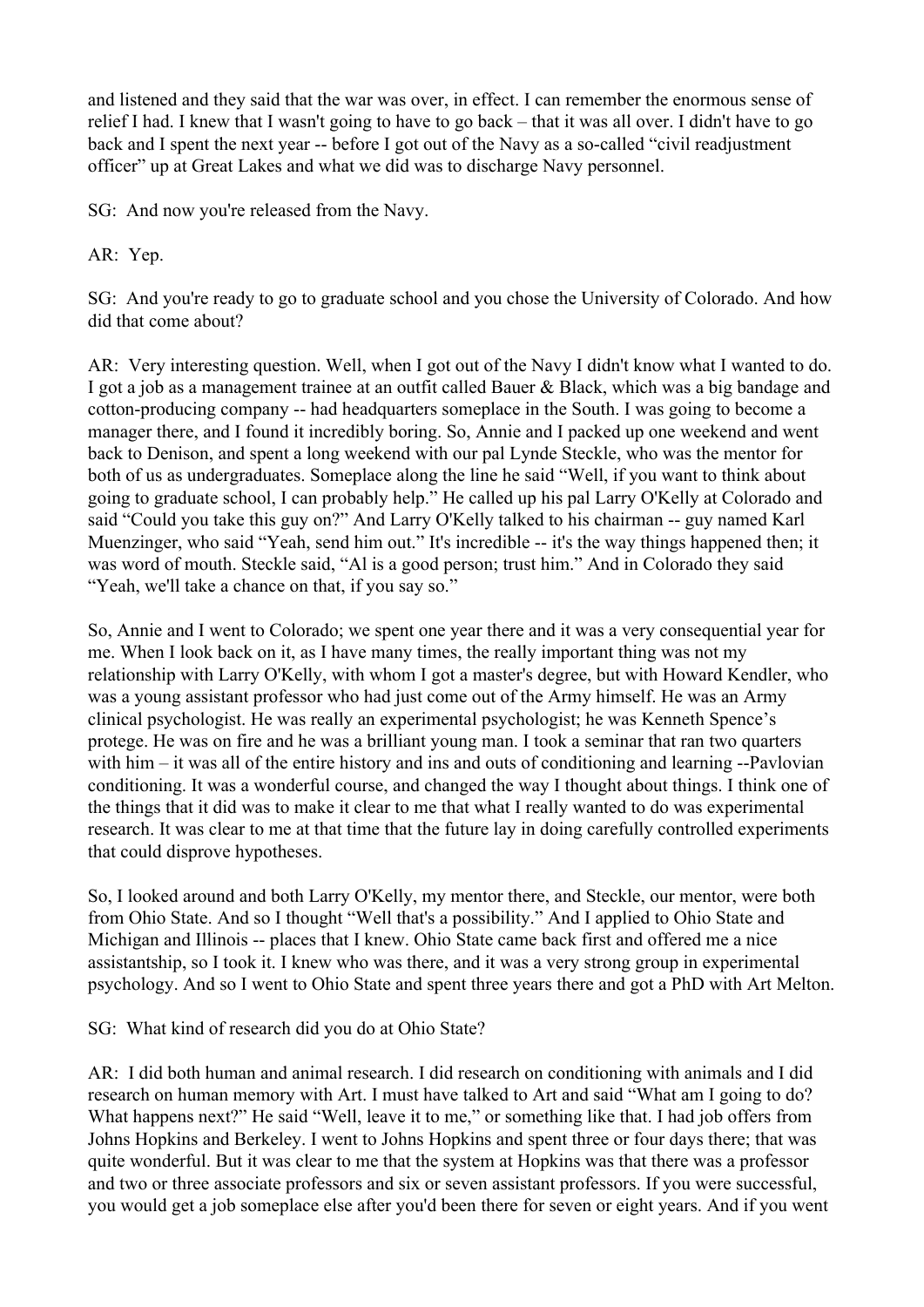and listened and they said that the war was over, in effect. I can remember the enormous sense of relief I had. I knew that I wasn't going to have to go back – that it was all over. I didn't have to go back and I spent the next year -- before I got out of the Navy as a so-called "civil readjustment officer" up at Great Lakes and what we did was to discharge Navy personnel.

SG: And now you're released from the Navy.

AR: Yep.

SG: And you're ready to go to graduate school and you chose the University of Colorado. And how did that come about?

AR: Very interesting question. Well, when I got out of the Navy I didn't know what I wanted to do. I got a job as a management trainee at an outfit called Bauer & Black, which was a big bandage and cotton-producing company -- had headquarters someplace in the South. I was going to become a manager there, and I found it incredibly boring. So, Annie and I packed up one weekend and went back to Denison, and spent a long weekend with our pal Lynde Steckle, who was the mentor for both of us as undergraduates. Someplace along the line he said "Well, if you want to think about going to graduate school, I can probably help." He called up his pal Larry O'Kelly at Colorado and said "Could you take this guy on?" And Larry O'Kelly talked to his chairman -- guy named Karl Muenzinger, who said "Yeah, send him out." It's incredible -- it's the way things happened then; it was word of mouth. Steckle said, "Al is a good person; trust him." And in Colorado they said "Yeah, we'll take a chance on that, if you say so."

So, Annie and I went to Colorado; we spent one year there and it was a very consequential year for me. When I look back on it, as I have many times, the really important thing was not my relationship with Larry O'Kelly, with whom I got a master's degree, but with Howard Kendler, who was a young assistant professor who had just come out of the Army himself. He was an Army clinical psychologist. He was really an experimental psychologist; he was Kenneth Spence's protege. He was on fire and he was a brilliant young man. I took a seminar that ran two quarters with him – it was all of the entire history and ins and outs of conditioning and learning --Pavlovian conditioning. It was a wonderful course, and changed the way I thought about things. I think one of the things that it did was to make it clear to me that what I really wanted to do was experimental research. It was clear to me at that time that the future lay in doing carefully controlled experiments that could disprove hypotheses.

So, I looked around and both Larry O'Kelly, my mentor there, and Steckle, our mentor, were both from Ohio State. And so I thought "Well that's a possibility." And I applied to Ohio State and Michigan and Illinois -- places that I knew. Ohio State came back first and offered me a nice assistantship, so I took it. I knew who was there, and it was a very strong group in experimental psychology. And so I went to Ohio State and spent three years there and got a PhD with Art Melton.

SG: What kind of research did you do at Ohio State?

AR: I did both human and animal research. I did research on conditioning with animals and I did research on human memory with Art. I must have talked to Art and said "What am I going to do? What happens next?" He said "Well, leave it to me," or something like that. I had job offers from Johns Hopkins and Berkeley. I went to Johns Hopkins and spent three or four days there; that was quite wonderful. But it was clear to me that the system at Hopkins was that there was a professor and two or three associate professors and six or seven assistant professors. If you were successful, you would get a job someplace else after you'd been there for seven or eight years. And if you went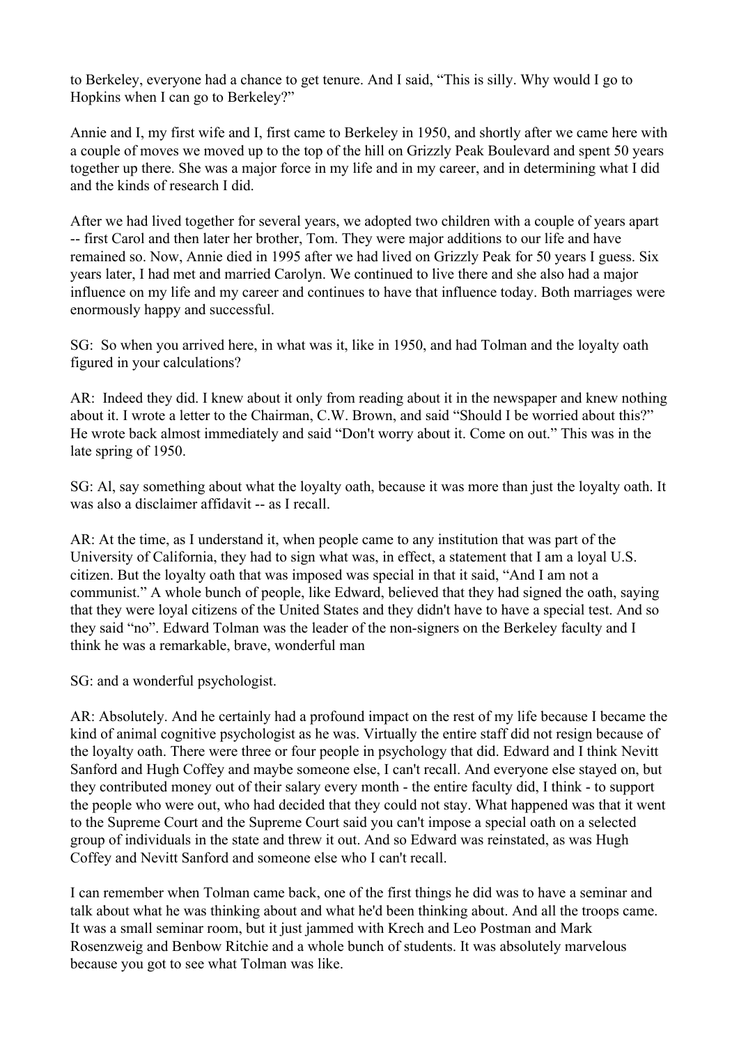to Berkeley, everyone had a chance to get tenure. And I said, "This is silly. Why would I go to Hopkins when I can go to Berkeley?"

Annie and I, my first wife and I, first came to Berkeley in 1950, and shortly after we came here with a couple of moves we moved up to the top of the hill on Grizzly Peak Boulevard and spent 50 years together up there. She was a major force in my life and in my career, and in determining what I did and the kinds of research I did.

After we had lived together for several years, we adopted two children with a couple of years apart -- first Carol and then later her brother, Tom. They were major additions to our life and have remained so. Now, Annie died in 1995 after we had lived on Grizzly Peak for 50 years I guess. Six years later, I had met and married Carolyn. We continued to live there and she also had a major influence on my life and my career and continues to have that influence today. Both marriages were enormously happy and successful.

SG: So when you arrived here, in what was it, like in 1950, and had Tolman and the loyalty oath figured in your calculations?

AR: Indeed they did. I knew about it only from reading about it in the newspaper and knew nothing about it. I wrote a letter to the Chairman, C.W. Brown, and said "Should I be worried about this?" He wrote back almost immediately and said "Don't worry about it. Come on out." This was in the late spring of 1950.

SG: Al, say something about what the loyalty oath, because it was more than just the loyalty oath. It was also a disclaimer affidavit -- as I recall.

AR: At the time, as I understand it, when people came to any institution that was part of the University of California, they had to sign what was, in effect, a statement that I am a loyal U.S. citizen. But the loyalty oath that was imposed was special in that it said, "And I am not a communist." A whole bunch of people, like Edward, believed that they had signed the oath, saying that they were loyal citizens of the United States and they didn't have to have a special test. And so they said "no". Edward Tolman was the leader of the non-signers on the Berkeley faculty and I think he was a remarkable, brave, wonderful man

SG: and a wonderful psychologist.

AR: Absolutely. And he certainly had a profound impact on the rest of my life because I became the kind of animal cognitive psychologist as he was. Virtually the entire staff did not resign because of the loyalty oath. There were three or four people in psychology that did. Edward and I think Nevitt Sanford and Hugh Coffey and maybe someone else, I can't recall. And everyone else stayed on, but they contributed money out of their salary every month - the entire faculty did, I think - to support the people who were out, who had decided that they could not stay. What happened was that it went to the Supreme Court and the Supreme Court said you can't impose a special oath on a selected group of individuals in the state and threw it out. And so Edward was reinstated, as was Hugh Coffey and Nevitt Sanford and someone else who I can't recall.

I can remember when Tolman came back, one of the first things he did was to have a seminar and talk about what he was thinking about and what he'd been thinking about. And all the troops came. It was a small seminar room, but it just jammed with Krech and Leo Postman and Mark Rosenzweig and Benbow Ritchie and a whole bunch of students. It was absolutely marvelous because you got to see what Tolman was like.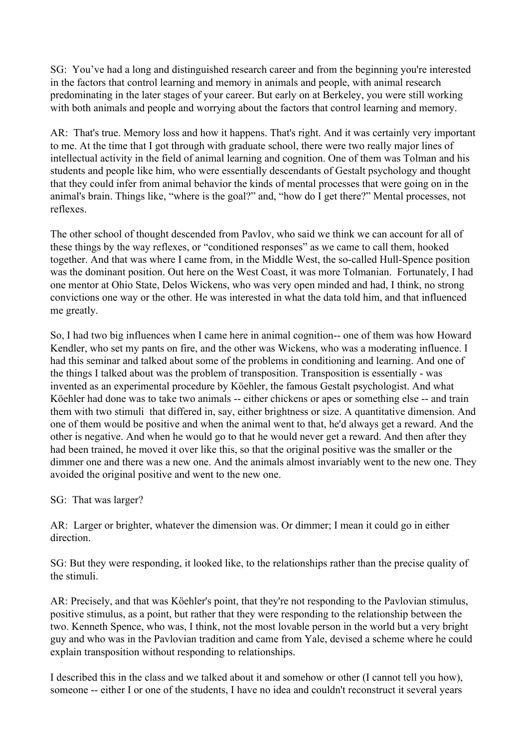SG: You've had a long and distinguished research career and from the beginning you're interested in the factors that control learning and memory in animals and people, with animal research predominating in the later stages of your career. But early on at Berkeley, you were still working with both animals and people and worrying about the factors that control learning and memory.

AR: That's true. Memory loss and how it happens. That's right. And it was certainly very important to me. At the time that I got through with graduate school, there were two really major lines of intellectual activity in the field of animal learning and cognition. One of them was Tolman and his students and people like him, who were essentially descendants of Gestalt psychology and thought that they could infer from animal behavior the kinds of mental processes that were going on in the animal's brain. Things like, "where is the goal?" and, "how do I get there?" Mental processes, not reflexes.

The other school of thought descended from Pavlov, who said we think we can account for all of these things by the way reflexes, or "conditioned responses" as we came to call them, hooked together. And that was where I came from, in the Middle West, the so-called Hull-Spence position was the dominant position. Out here on the West Coast, it was more Tolmanian. Fortunately, I had one mentor at Ohio State, Delos Wickens, who was very open minded and had, I think, no strong convictions one way or the other. He was interested in what the data told him, and that influenced me greatly.

So, I had two big influences when I came here in animal cognition-- one of them was how Howard Kendler, who set my pants on fire, and the other was Wickens, who was a moderating influence. I had this seminar and talked about some of the problems in conditioning and learning. And one of the things I talked about was the problem of transposition. Transposition is essentially - was invented as an experimental procedure by Köehler, the famous Gestalt psychologist. And what Köehler had done was to take two animals -- either chickens or apes or something else -- and train them with two stimuli that differed in, say, either brightness or size. A quantitative dimension. And one of them would be positive and when the animal went to that, he'd always get a reward. And the other is negative. And when he would go to that he would never get a reward. And then after they had been trained, he moved it over like this, so that the original positive was the smaller or the dimmer one and there was a new one. And the animals almost invariably went to the new one. They avoided the original positive and went to the new one.

SG: That was larger?

AR: Larger or brighter, whatever the dimension was. Or dimmer; I mean it could go in either direction.

SG: But they were responding, it looked like, to the relationships rather than the precise quality of the stimuli.

AR: Precisely, and that was Köehler's point, that they're not responding to the Pavlovian stimulus, positive stimulus, as a point, but rather that they were responding to the relationship between the two. Kenneth Spence, who was, I think, not the most lovable person in the world but a very bright guy and who was in the Pavlovian tradition and came from Yale, devised a scheme where he could explain transposition without responding to relationships.

I described this in the class and we talked about it and somehow or other (I cannot tell you how), someone -- either I or one of the students, I have no idea and couldn't reconstruct it several years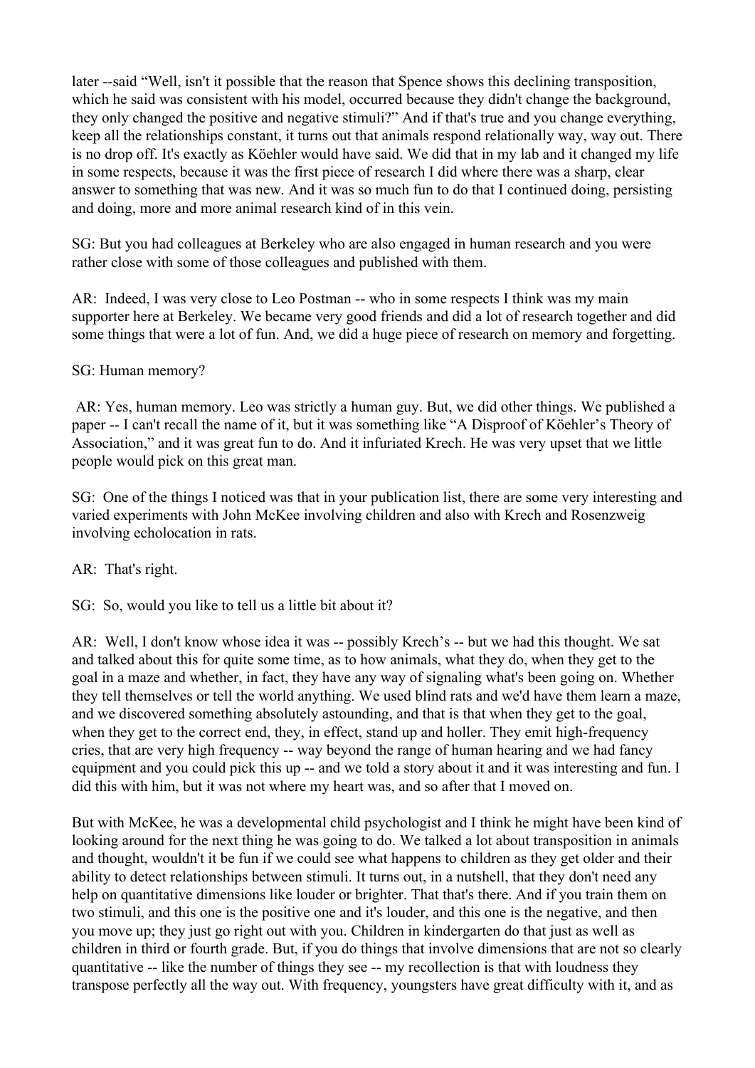later --said “Well, isn't it possible that the reason that Spence shows this declining transposition, which he said was consistent with his model, occurred because they didn't change the background, they only changed the positive and negative stimuli?” And if that's true and you change everything, keep all the relationships constant, it turns out that animals respond relationally way, way out. There is no drop off. It's exactly as Köehler would have said. We did that in my lab and it changed my life in some respects, because it was the first piece of research I did where there was a sharp, clear answer to something that was new. And it was so much fun to do that I continued doing, persisting and doing, more and more animal research kind of in this vein.

SG: But you had colleagues at Berkeley who are also engaged in human research and you were rather close with some of those colleagues and published with them.

AR: Indeed, I was very close to Leo Postman -- who in some respects I think was my main supporter here at Berkeley. We became very good friends and did a lot of research together and did some things that were a lot of fun. And, we did a huge piece of research on memory and forgetting.

SG: Human memory?

AR: Yes, human memory. Leo was strictly a human guy. But, we did other things. We published a paper -- I can't recall the name of it, but it was something like “A Disproof of Köehler’s Theory of Association,” and it was great fun to do. And it infuriated Krech. He was very upset that we little people would pick on this great man.

SG: One of the things I noticed was that in your publication list, there are some very interesting and varied experiments with John McKee involving children and also with Krech and Rosenzweig involving echolocation in rats.

AR: That's right.

SG: So, would you like to tell us a little bit about it?

AR: Well, I don't know whose idea it was -- possibly Krech’s -- but we had this thought. We sat and talked about this for quite some time, as to how animals, what they do, when they get to the goal in a maze and whether, in fact, they have any way of signaling what's been going on. Whether they tell themselves or tell the world anything. We used blind rats and we'd have them learn a maze, and we discovered something absolutely astounding, and that is that when they get to the goal, when they get to the correct end, they, in effect, stand up and holler. They emit high-frequency cries, that are very high frequency -- way beyond the range of human hearing and we had fancy equipment and you could pick this up -- and we told a story about it and it was interesting and fun. I did this with him, but it was not where my heart was, and so after that I moved on.

But with McKee, he was a developmental child psychologist and I think he might have been kind of looking around for the next thing he was going to do. We talked a lot about transposition in animals and thought, wouldn't it be fun if we could see what happens to children as they get older and their ability to detect relationships between stimuli. It turns out, in a nutshell, that they don't need any help on quantitative dimensions like louder or brighter. That that's there. And if you train them on two stimuli, and this one is the positive one and it's louder, and this one is the negative, and then you move up; they just go right out with you. Children in kindergarten do that just as well as children in third or fourth grade. But, if you do things that involve dimensions that are not so clearly quantitative -- like the number of things they see -- my recollection is that with loudness they transpose perfectly all the way out. With frequency, youngsters have great difficulty with it, and as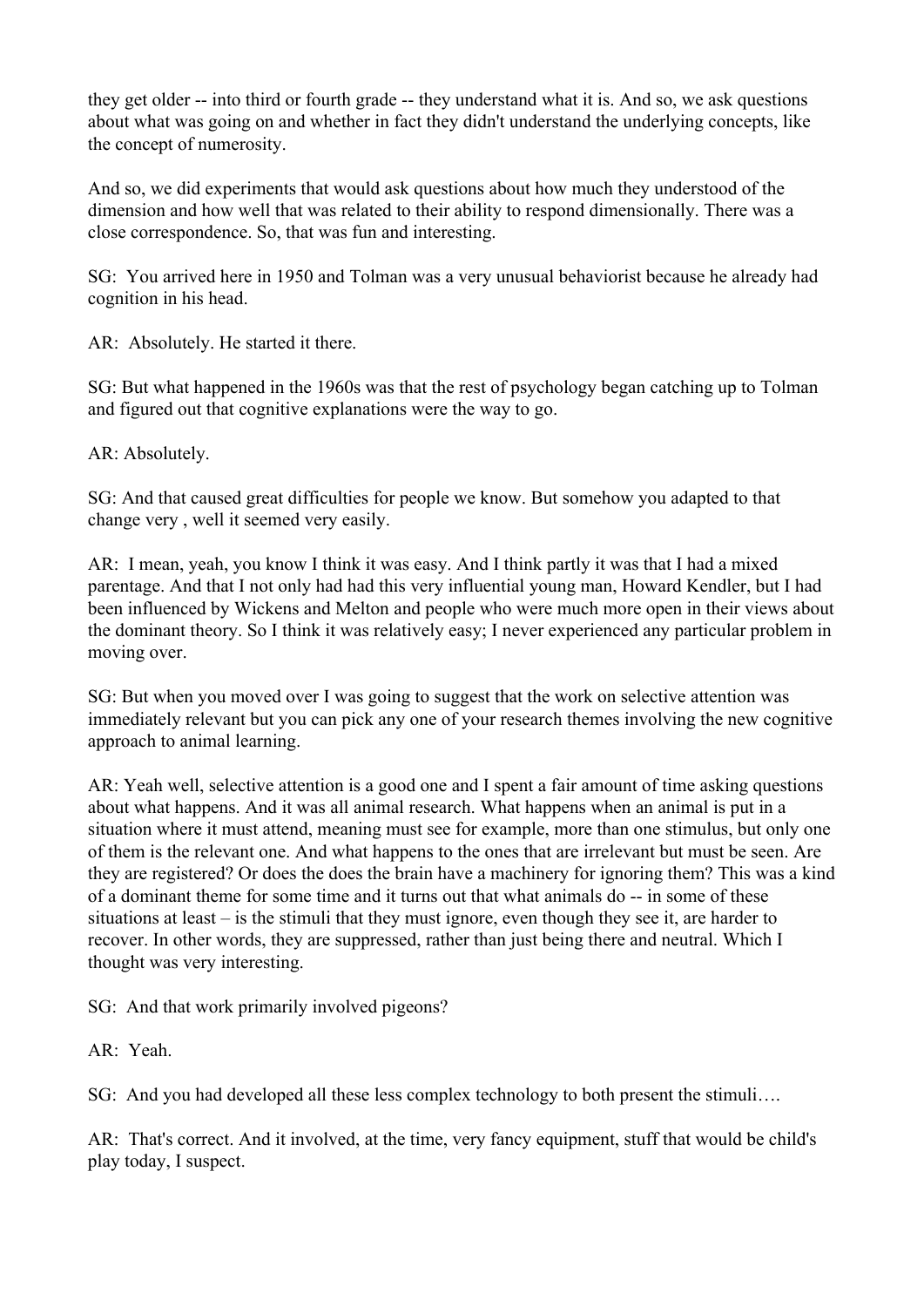they get older -- into third or fourth grade -- they understand what it is. And so, we ask questions about what was going on and whether in fact they didn't understand the underlying concepts, like the concept of numerosity.

And so, we did experiments that would ask questions about how much they understood of the dimension and how well that was related to their ability to respond dimensionally. There was a close correspondence. So, that was fun and interesting.

SG: You arrived here in 1950 and Tolman was a very unusual behaviorist because he already had cognition in his head.

AR: Absolutely. He started it there.

SG: But what happened in the 1960s was that the rest of psychology began catching up to Tolman and figured out that cognitive explanations were the way to go.

AR: Absolutely.

SG: And that caused great difficulties for people we know. But somehow you adapted to that change very , well it seemed very easily.

AR: I mean, yeah, you know I think it was easy. And I think partly it was that I had a mixed parentage. And that I not only had had this very influential young man, Howard Kendler, but I had been influenced by Wickens and Melton and people who were much more open in their views about the dominant theory. So I think it was relatively easy; I never experienced any particular problem in moving over.

SG: But when you moved over I was going to suggest that the work on selective attention was immediately relevant but you can pick any one of your research themes involving the new cognitive approach to animal learning.

AR: Yeah well, selective attention is a good one and I spent a fair amount of time asking questions about what happens. And it was all animal research. What happens when an animal is put in a situation where it must attend, meaning must see for example, more than one stimulus, but only one of them is the relevant one. And what happens to the ones that are irrelevant but must be seen. Are they are registered? Or does the does the brain have a machinery for ignoring them? This was a kind of a dominant theme for some time and it turns out that what animals do -- in some of these situations at least – is the stimuli that they must ignore, even though they see it, are harder to recover. In other words, they are suppressed, rather than just being there and neutral. Which I thought was very interesting.

SG: And that work primarily involved pigeons?

AR: Yeah.

SG: And you had developed all these less complex technology to both present the stimuli….

AR: That's correct. And it involved, at the time, very fancy equipment, stuff that would be child's play today, I suspect.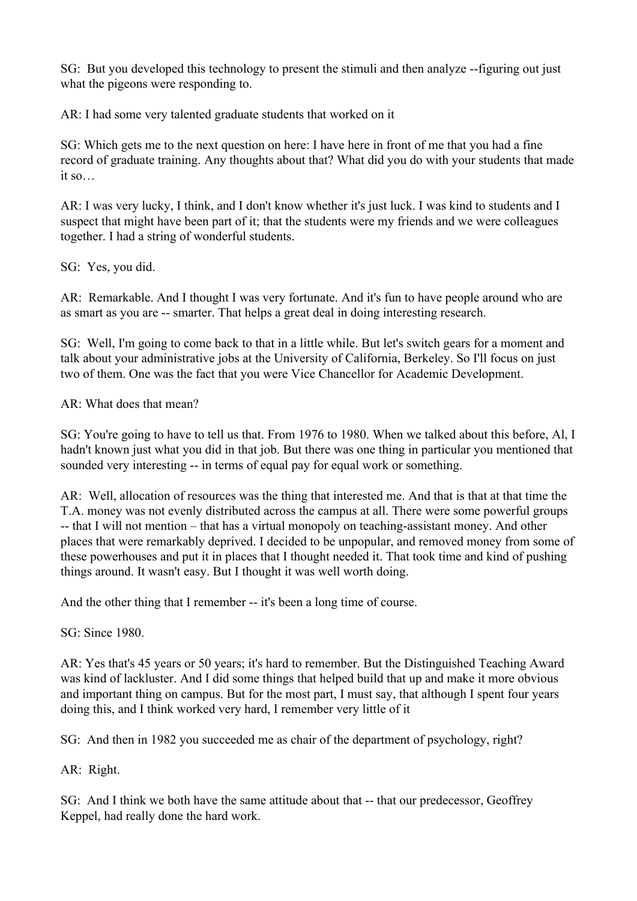SG: But you developed this technology to present the stimuli and then analyze --figuring out just what the pigeons were responding to.

AR: I had some very talented graduate students that worked on it

SG: Which gets me to the next question on here: I have here in front of me that you had a fine record of graduate training. Any thoughts about that? What did you do with your students that made it so…

AR: I was very lucky, I think, and I don't know whether it's just luck. I was kind to students and I suspect that might have been part of it; that the students were my friends and we were colleagues together. I had a string of wonderful students.

SG: Yes, you did.

AR: Remarkable. And I thought I was very fortunate. And it's fun to have people around who are as smart as you are -- smarter. That helps a great deal in doing interesting research.

SG: Well, I'm going to come back to that in a little while. But let's switch gears for a moment and talk about your administrative jobs at the University of California, Berkeley. So I'll focus on just two of them. One was the fact that you were Vice Chancellor for Academic Development.

AR: What does that mean?

SG: You're going to have to tell us that. From 1976 to 1980. When we talked about this before, Al, I hadn't known just what you did in that job. But there was one thing in particular you mentioned that sounded very interesting -- in terms of equal pay for equal work or something.

AR: Well, allocation of resources was the thing that interested me. And that is that at that time the T.A. money was not evenly distributed across the campus at all. There were some powerful groups -- that I will not mention – that has a virtual monopoly on teaching-assistant money. And other places that were remarkably deprived. I decided to be unpopular, and removed money from some of these powerhouses and put it in places that I thought needed it. That took time and kind of pushing things around. It wasn't easy. But I thought it was well worth doing.

And the other thing that I remember -- it's been a long time of course.

SG: Since 1980.

AR: Yes that's 45 years or 50 years; it's hard to remember. But the Distinguished Teaching Award was kind of lackluster. And I did some things that helped build that up and make it more obvious and important thing on campus. But for the most part, I must say, that although I spent four years doing this, and I think worked very hard, I remember very little of it

SG: And then in 1982 you succeeded me as chair of the department of psychology, right?

AR: Right.

SG: And I think we both have the same attitude about that -- that our predecessor, Geoffrey Keppel, had really done the hard work.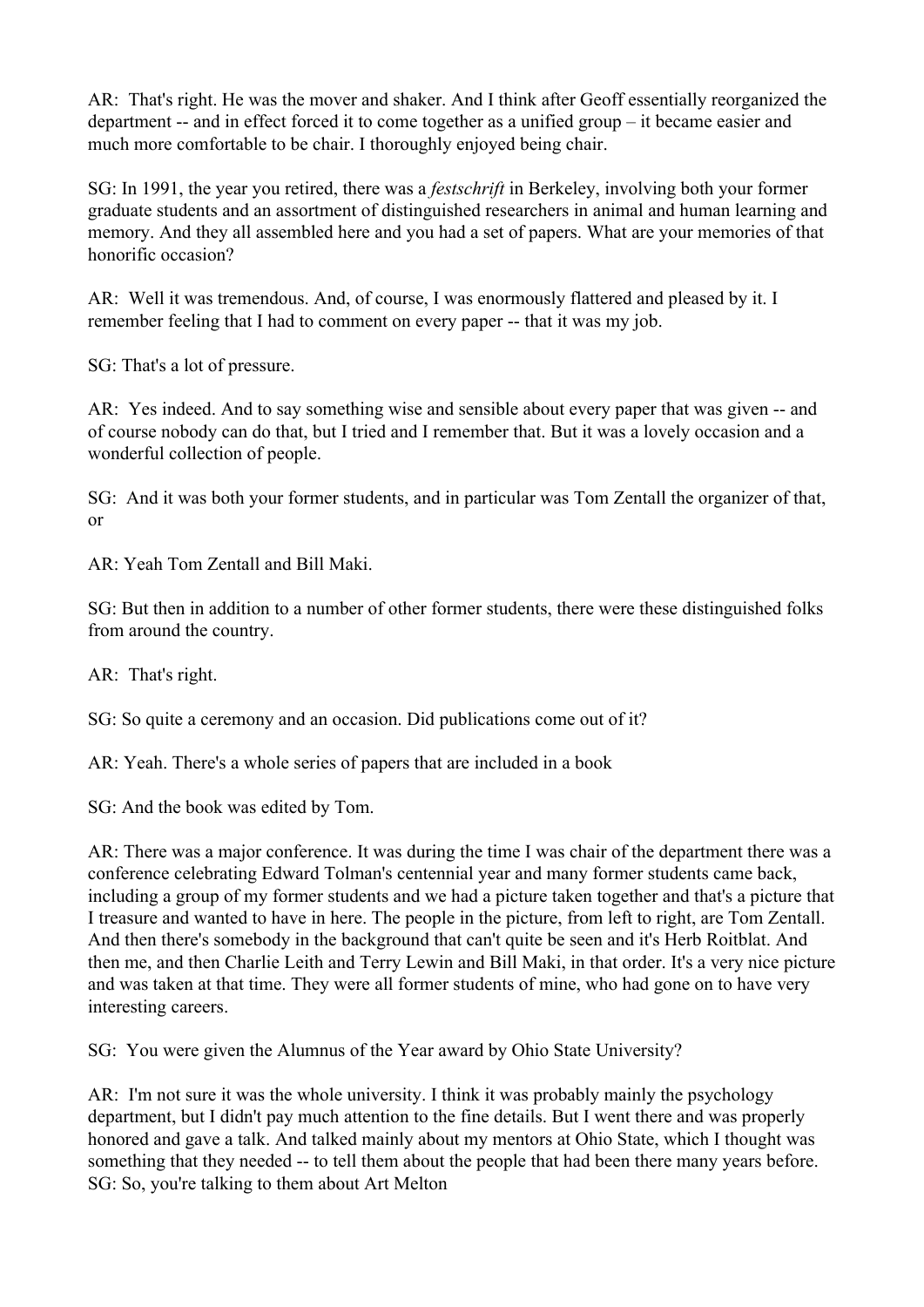AR: That's right. He was the mover and shaker. And I think after Geoff essentially reorganized the department -- and in effect forced it to come together as a unified group – it became easier and much more comfortable to be chair. I thoroughly enjoyed being chair.

SG: In 1991, the year you retired, there was a *festschrift* in Berkeley, involving both your former graduate students and an assortment of distinguished researchers in animal and human learning and memory. And they all assembled here and you had a set of papers. What are your memories of that honorific occasion?

AR: Well it was tremendous. And, of course, I was enormously flattered and pleased by it. I remember feeling that I had to comment on every paper -- that it was my job.

SG: That's a lot of pressure.

AR: Yes indeed. And to say something wise and sensible about every paper that was given -- and of course nobody can do that, but I tried and I remember that. But it was a lovely occasion and a wonderful collection of people.

SG: And it was both your former students, and in particular was Tom Zentall the organizer of that, or

AR: Yeah Tom Zentall and Bill Maki.

SG: But then in addition to a number of other former students, there were these distinguished folks from around the country.

AR: That's right.

SG: So quite a ceremony and an occasion. Did publications come out of it?

AR: Yeah. There's a whole series of papers that are included in a book

SG: And the book was edited by Tom.

AR: There was a major conference. It was during the time I was chair of the department there was a conference celebrating Edward Tolman's centennial year and many former students came back, including a group of my former students and we had a picture taken together and that's a picture that I treasure and wanted to have in here. The people in the picture, from left to right, are Tom Zentall. And then there's somebody in the background that can't quite be seen and it's Herb Roitblat. And then me, and then Charlie Leith and Terry Lewin and Bill Maki, in that order. It's a very nice picture and was taken at that time. They were all former students of mine, who had gone on to have very interesting careers.

SG: You were given the Alumnus of the Year award by Ohio State University?

AR: I'm not sure it was the whole university. I think it was probably mainly the psychology department, but I didn't pay much attention to the fine details. But I went there and was properly honored and gave a talk. And talked mainly about my mentors at Ohio State, which I thought was something that they needed -- to tell them about the people that had been there many years before.

SG: So, you're talking to them about Art Melton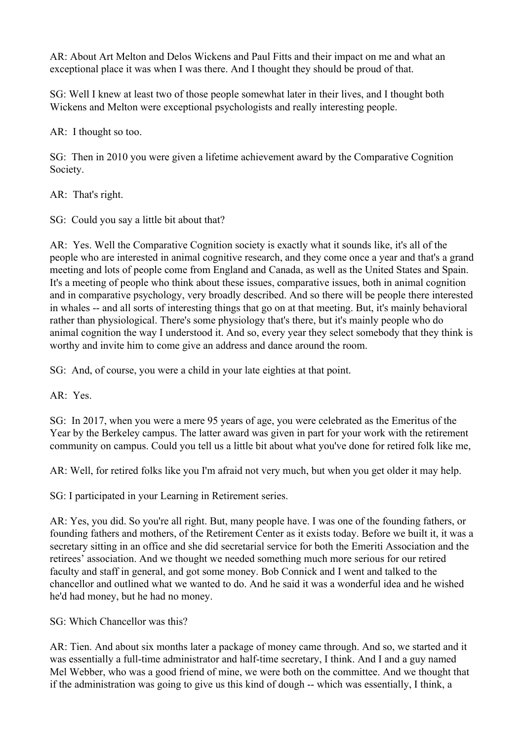AR: About Art Melton and Delos Wickens and Paul Fitts and their impact on me and what an exceptional place it was when I was there. And I thought they should be proud of that.

SG: Well I knew at least two of those people somewhat later in their lives, and I thought both Wickens and Melton were exceptional psychologists and really interesting people.

AR: I thought so too.

SG: Then in 2010 you were given a lifetime achievement award by the Comparative Cognition Society.

AR: That's right.

SG: Could you say a little bit about that?

AR: Yes. Well the Comparative Cognition society is exactly what it sounds like, it's all of the people who are interested in animal cognitive research, and they come once a year and that's a grand meeting and lots of people come from England and Canada, as well as the United States and Spain. It's a meeting of people who think about these issues, comparative issues, both in animal cognition and in comparative psychology, very broadly described. And so there will be people there interested in whales -- and all sorts of interesting things that go on at that meeting. But, it's mainly behavioral rather than physiological. There's some physiology that's there, but it's mainly people who do animal cognition the way I understood it. And so, every year they select somebody that they think is worthy and invite him to come give an address and dance around the room.

SG: And, of course, you were a child in your late eighties at that point.

AR: Yes.

SG: In 2017, when you were a mere 95 years of age, you were celebrated as the Emeritus of the Year by the Berkeley campus. The latter award was given in part for your work with the retirement community on campus. Could you tell us a little bit about what you've done for retired folk like me,

AR: Well, for retired folks like you I'm afraid not very much, but when you get older it may help.

SG: I participated in your Learning in Retirement series.

AR: Yes, you did. So you're all right. But, many people have. I was one of the founding fathers, or founding fathers and mothers, of the Retirement Center as it exists today. Before we built it, it was a secretary sitting in an office and she did secretarial service for both the Emeriti Association and the retirees' association. And we thought we needed something much more serious for our retired faculty and staff in general, and got some money. Bob Connick and I went and talked to the chancellor and outlined what we wanted to do. And he said it was a wonderful idea and he wished he'd had money, but he had no money.

SG: Which Chancellor was this?

AR: Tien. And about six months later a package of money came through. And so, we started and it was essentially a full-time administrator and half-time secretary, I think. And I and a guy named Mel Webber, who was a good friend of mine, we were both on the committee. And we thought that if the administration was going to give us this kind of dough -- which was essentially, I think, a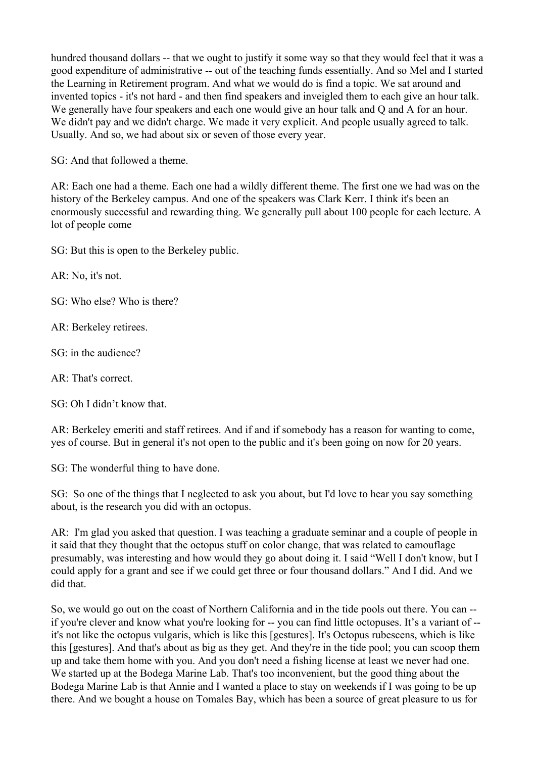hundred thousand dollars -- that we ought to justify it some way so that they would feel that it was a good expenditure of administrative -- out of the teaching funds essentially. And so Mel and I started the Learning in Retirement program. And what we would do is find a topic. We sat around and invented topics - it's not hard - and then find speakers and inveigled them to each give an hour talk. We generally have four speakers and each one would give an hour talk and Q and A for an hour. We didn't pay and we didn't charge. We made it very explicit. And people usually agreed to talk. Usually. And so, we had about six or seven of those every year.

SG: And that followed a theme.

AR: Each one had a theme. Each one had a wildly different theme. The first one we had was on the history of the Berkeley campus. And one of the speakers was Clark Kerr. I think it's been an enormously successful and rewarding thing. We generally pull about 100 people for each lecture. A lot of people come

SG: But this is open to the Berkeley public.

AR: No, it's not.

SG: Who else? Who is there?

AR: Berkeley retirees.

SG: in the audience?

AR: That's correct.

SG: Oh I didn't know that.

AR: Berkeley emeriti and staff retirees. And if and if somebody has a reason for wanting to come, yes of course. But in general it's not open to the public and it's been going on now for 20 years.

SG: The wonderful thing to have done.

SG: So one of the things that I neglected to ask you about, but I'd love to hear you say something about, is the research you did with an octopus.

AR: I'm glad you asked that question. I was teaching a graduate seminar and a couple of people in it said that they thought that the octopus stuff on color change, that was related to camouflage presumably, was interesting and how would they go about doing it. I said "Well I don't know, but I could apply for a grant and see if we could get three or four thousand dollars." And I did. And we did that.

So, we would go out on the coast of Northern California and in the tide pools out there. You can -- if you're clever and know what you're looking for -- you can find little octopuses. It's a variant of -- it's not like the octopus vulgaris, which is like this [gestures]. It's Octopus rubescens, which is like this [gestures]. And that's about as big as they get. And they're in the tide pool; you can scoop them up and take them home with you. And you don't need a fishing license at least we never had one. We started up at the Bodega Marine Lab. That's too inconvenient, but the good thing about the Bodega Marine Lab is that Annie and I wanted a place to stay on weekends if I was going to be up there. And we bought a house on Tomales Bay, which has been a source of great pleasure to us for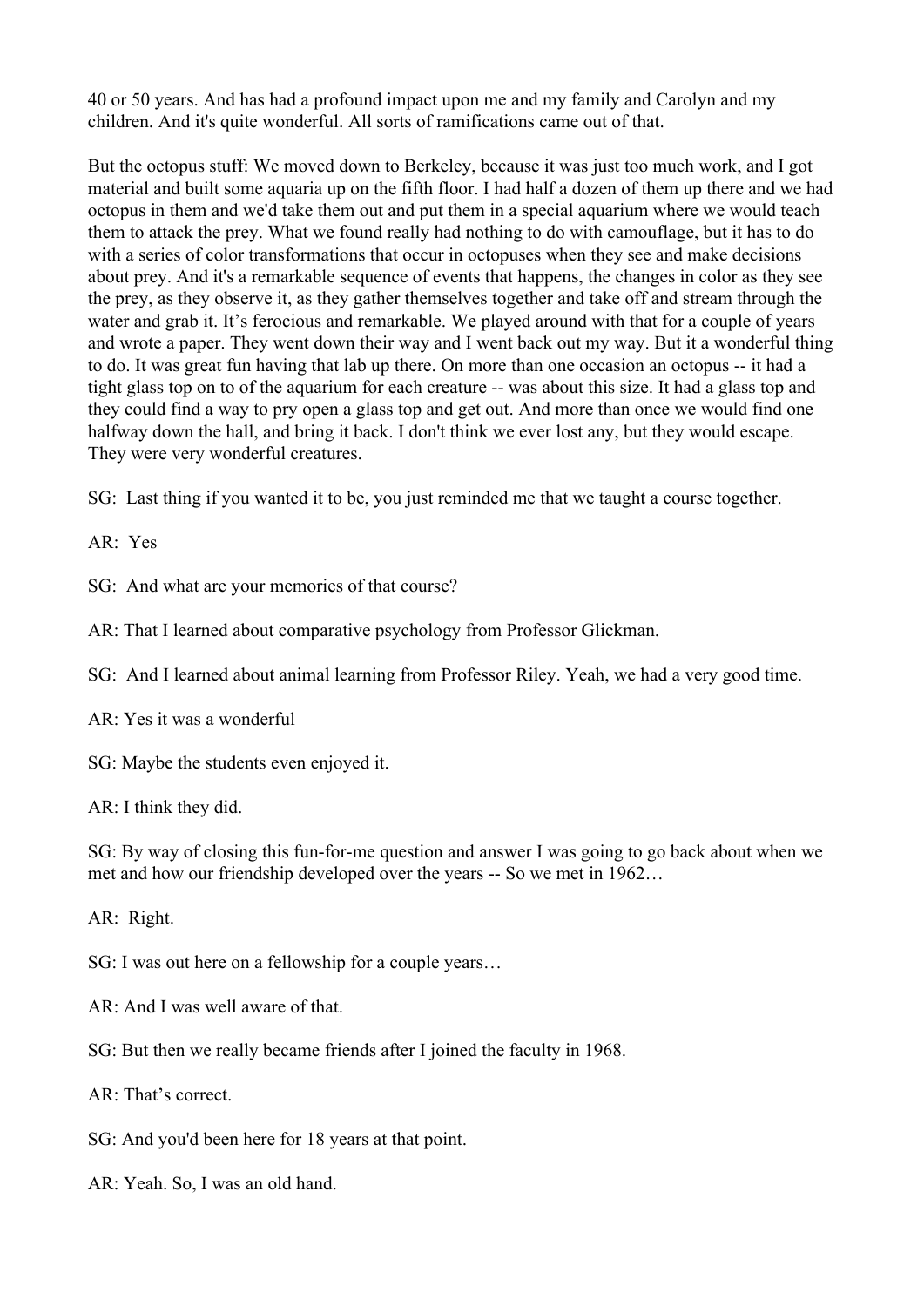40 or 50 years. And has had a profound impact upon me and my family and Carolyn and my children. And it's quite wonderful. All sorts of ramifications came out of that.

But the octopus stuff: We moved down to Berkeley, because it was just too much work, and I got material and built some aquaria up on the fifth floor. I had half a dozen of them up there and we had octopus in them and we'd take them out and put them in a special aquarium where we would teach them to attack the prey. What we found really had nothing to do with camouflage, but it has to do with a series of color transformations that occur in octopuses when they see and make decisions about prey. And it's a remarkable sequence of events that happens, the changes in color as they see the prey, as they observe it, as they gather themselves together and take off and stream through the water and grab it. It's ferocious and remarkable. We played around with that for a couple of years and wrote a paper. They went down their way and I went back out my way. But it a wonderful thing to do. It was great fun having that lab up there. On more than one occasion an octopus -- it had a tight glass top on to of the aquarium for each creature -- was about this size. It had a glass top and they could find a way to pry open a glass top and get out. And more than once we would find one halfway down the hall, and bring it back. I don't think we ever lost any, but they would escape. They were very wonderful creatures.

SG: Last thing if you wanted it to be, you just reminded me that we taught a course together.

AR: Yes

SG: And what are your memories of that course?

AR: That I learned about comparative psychology from Professor Glickman.

SG: And I learned about animal learning from Professor Riley. Yeah, we had a very good time.

AR: Yes it was a wonderful

SG: Maybe the students even enjoyed it.

AR: I think they did.

SG: By way of closing this fun-for-me question and answer I was going to go back about when we met and how our friendship developed over the years -- So we met in 1962…

AR: Right.

SG: I was out here on a fellowship for a couple years…

AR: And I was well aware of that.

SG: But then we really became friends after I joined the faculty in 1968.

AR: That's correct.

SG: And you'd been here for 18 years at that point.

AR: Yeah. So, I was an old hand.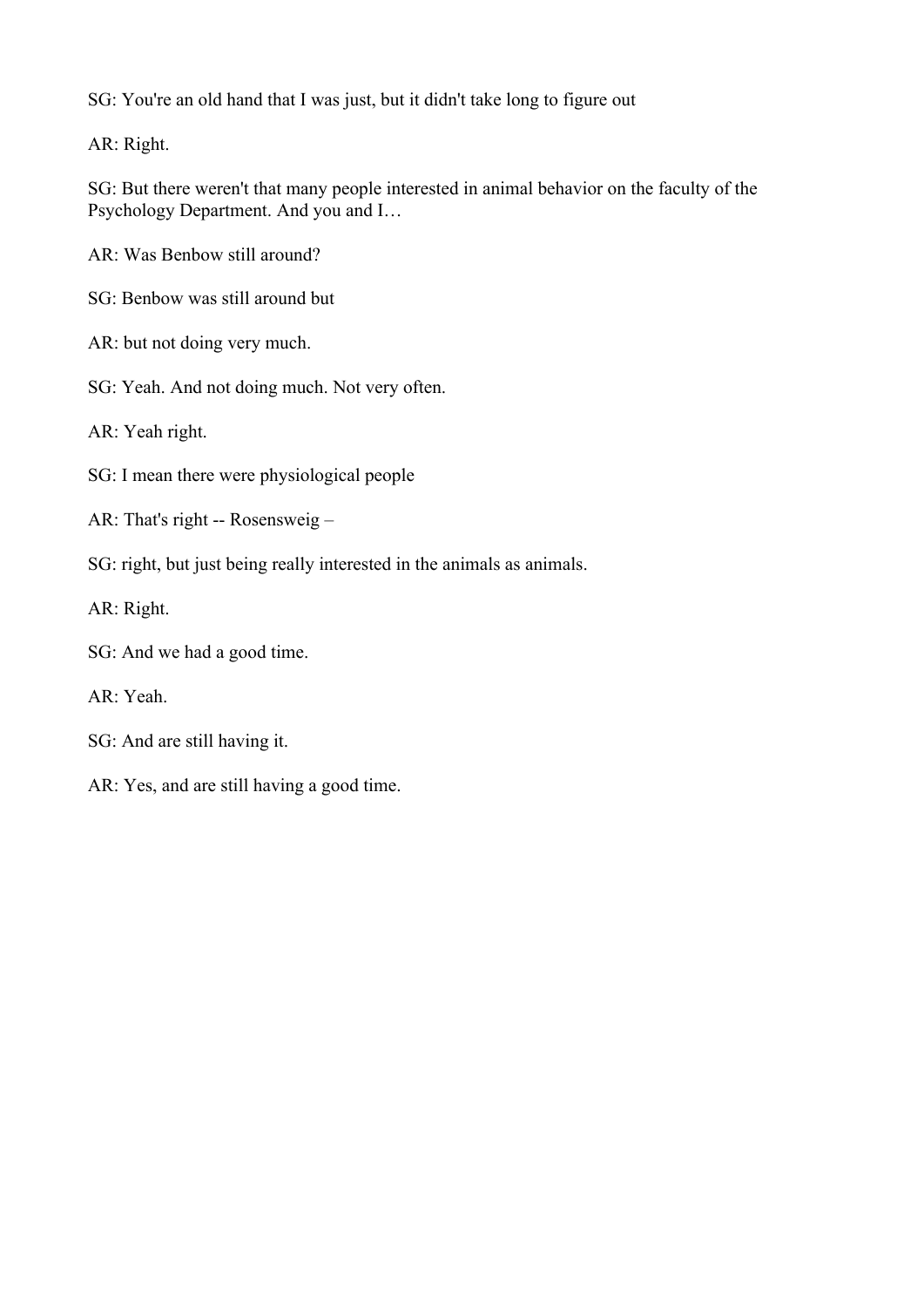SG: You're an old hand that I was just, but it didn't take long to figure out

AR: Right.

SG: But there weren't that many people interested in animal behavior on the faculty of the Psychology Department. And you and I…

AR: Was Benbow still around?

SG: Benbow was still around but

AR: but not doing very much.

SG: Yeah. And not doing much. Not very often.

AR: Yeah right.

SG: I mean there were physiological people

AR: That's right -- Rosensweig –

SG: right, but just being really interested in the animals as animals.

AR: Right.

SG: And we had a good time.

AR: Yeah.

SG: And are still having it.

AR: Yes, and are still having a good time.